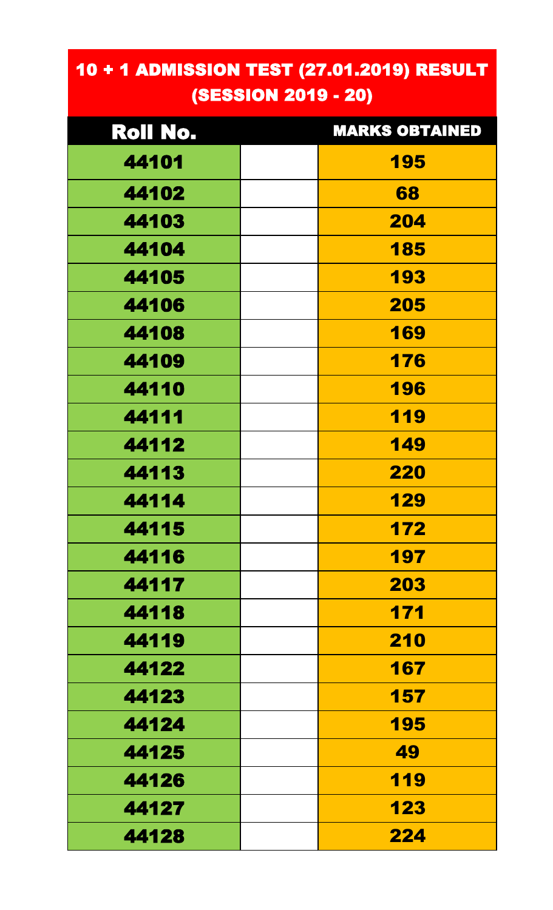# 10 + 1 ADMISSION TEST (27.01.2019) RESULT (SESSION 2019 - 20)

| Roll No. | | MARKS OBTAINED |
|---|---|---|
| 44101 | | 195 |
| 44102 | | 68 |
| 44103 | | 204 |
| 44104 | | 185 |
| 44105 | | 193 |
| 44106 | | 205 |
| 44108 | | 169 |
| 44109 | | 176 |
| 44110 | | 196 |
| 44111 | | 119 |
| 44112 | | 149 |
| 44113 | | 220 |
| 44114 | | 129 |
| 44115 | | 172 |
| 44116 | | 197 |
| 44117 | | 203 |
| 44118 | | 171 |
| 44119 | | 210 |
| 44122 | | 167 |
| 44123 | | 157 |
| 44124 | | 195 |
| 44125 | | 49 |
| 44126 | | 119 |
| 44127 | | 123 |
| 44128 | | 224 |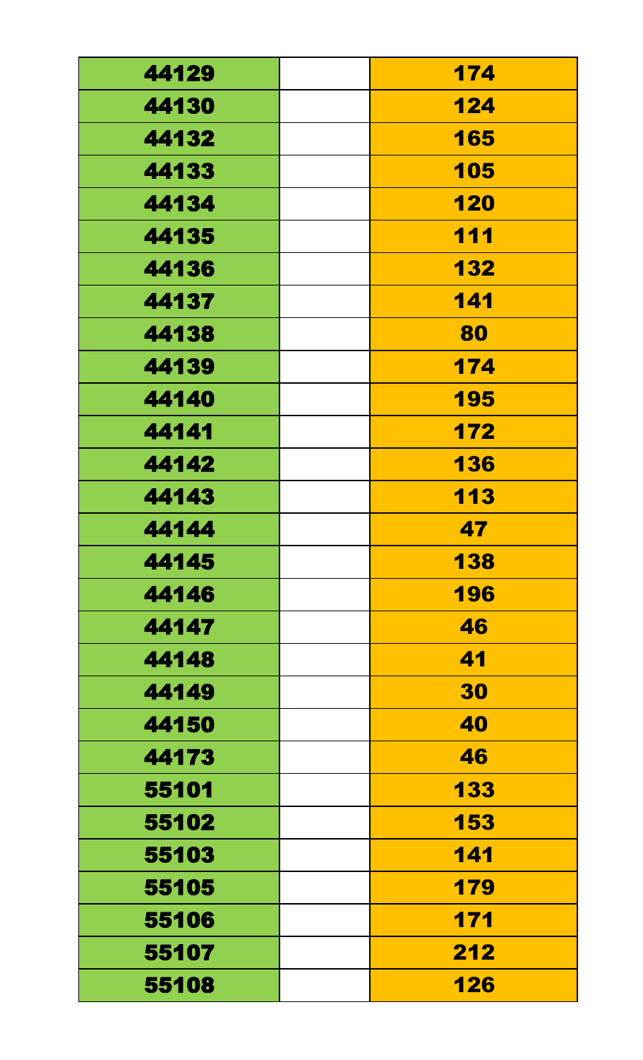| 44129 | | 174 |
|---|---|---|
| 44130 | | 124 |
| 44132 | | 165 |
| 44133 | | 105 |
| 44134 | | 120 |
| 44135 | | 111 |
| 44136 | | 132 |
| 44137 | | 141 |
| 44138 | | 80 |
| 44139 | | 174 |
| 44140 | | 195 |
| 44141 | | 172 |
| 44142 | | 136 |
| 44143 | | 113 |
| 44144 | | 47 |
| 44145 | | 138 |
| 44146 | | 196 |
| 44147 | | 46 |
| 44148 | | 41 |
| 44149 | | 30 |
| 44150 | | 40 |
| 44173 | | 46 |
| 55101 | | 133 |
| 55102 | | 153 |
| 55103 | | 141 |
| 55105 | | 179 |
| 55106 | | 171 |
| 55107 | | 212 |
| 55108 | | 126 |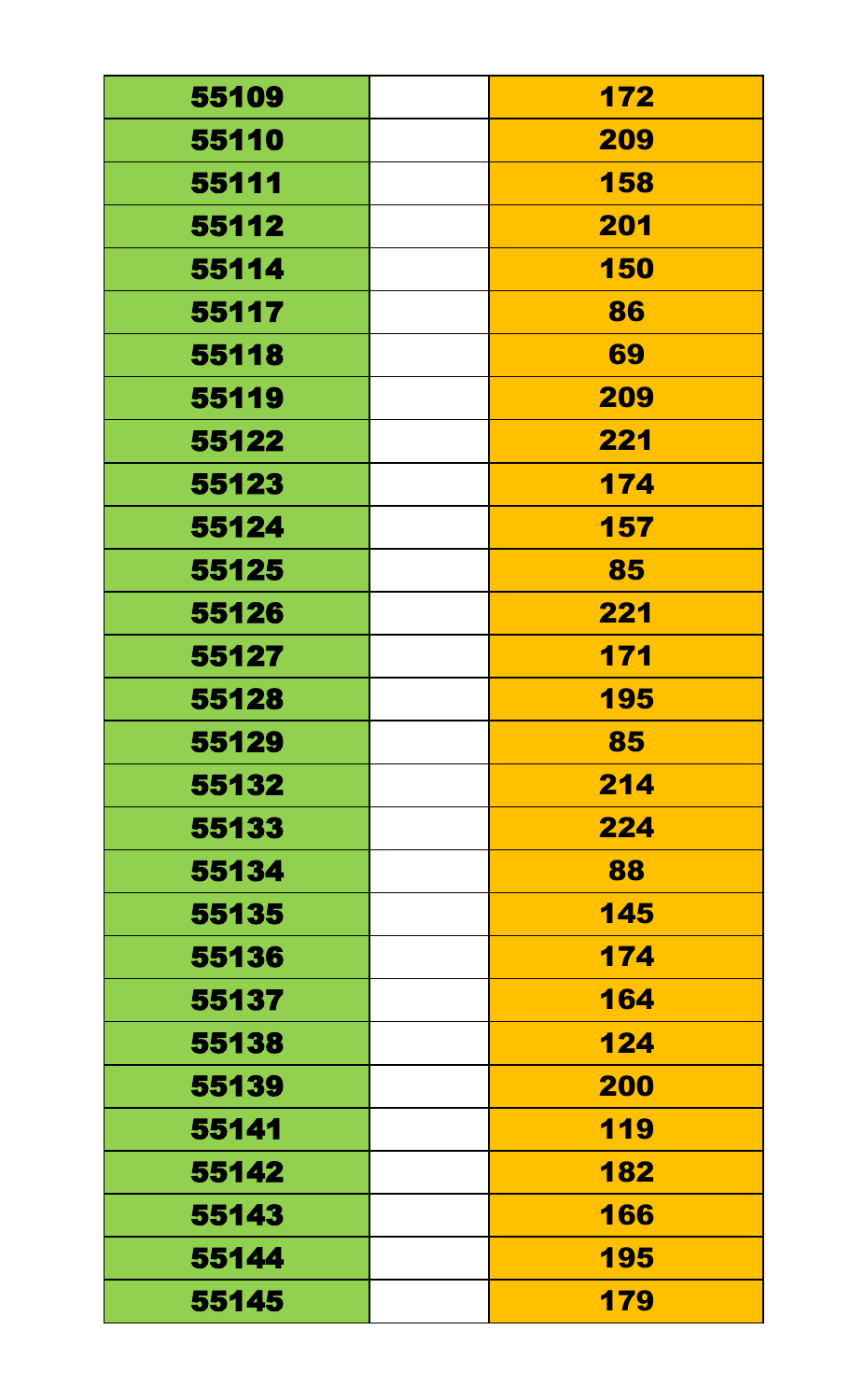| | | |
|---|---|---|
| 55109 | | 172 |
| 55110 | | 209 |
| 55111 | | 158 |
| 55112 | | 201 |
| 55114 | | 150 |
| 55117 | | 86 |
| 55118 | | 69 |
| 55119 | | 209 |
| 55122 | | 221 |
| 55123 | | 174 |
| 55124 | | 157 |
| 55125 | | 85 |
| 55126 | | 221 |
| 55127 | | 171 |
| 55128 | | 195 |
| 55129 | | 85 |
| 55132 | | 214 |
| 55133 | | 224 |
| 55134 | | 88 |
| 55135 | | 145 |
| 55136 | | 174 |
| 55137 | | 164 |
| 55138 | | 124 |
| 55139 | | 200 |
| 55141 | | 119 |
| 55142 | | 182 |
| 55143 | | 166 |
| 55144 | | 195 |
| 55145 | | 179 |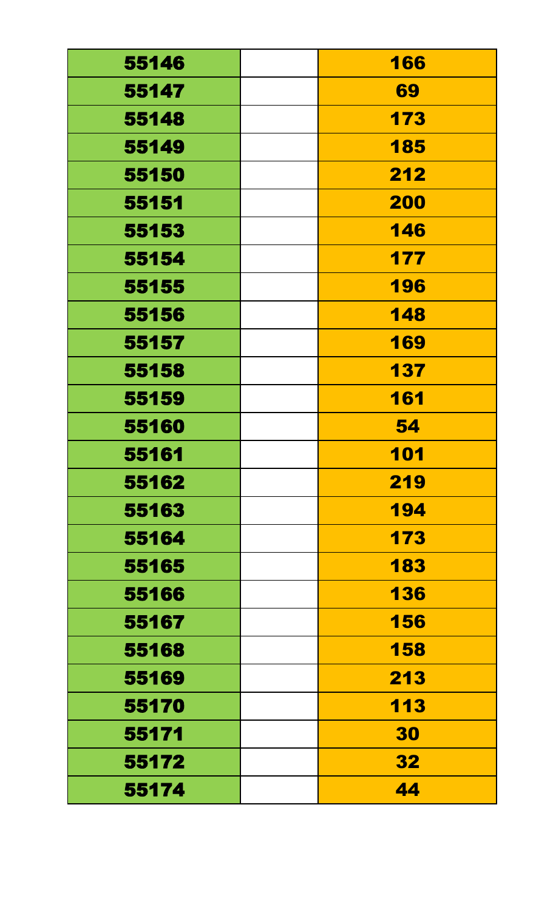| | | |
|---|---|---|
| 55146 | | 166 |
| 55147 | | 69 |
| 55148 | | 173 |
| 55149 | | 185 |
| 55150 | | 212 |
| 55151 | | 200 |
| 55153 | | 146 |
| 55154 | | 177 |
| 55155 | | 196 |
| 55156 | | 148 |
| 55157 | | 169 |
| 55158 | | 137 |
| 55159 | | 161 |
| 55160 | | 54 |
| 55161 | | 101 |
| 55162 | | 219 |
| 55163 | | 194 |
| 55164 | | 173 |
| 55165 | | 183 |
| 55166 | | 136 |
| 55167 | | 156 |
| 55168 | | 158 |
| 55169 | | 213 |
| 55170 | | 113 |
| 55171 | | 30 |
| 55172 | | 32 |
| 55174 | | 44 |